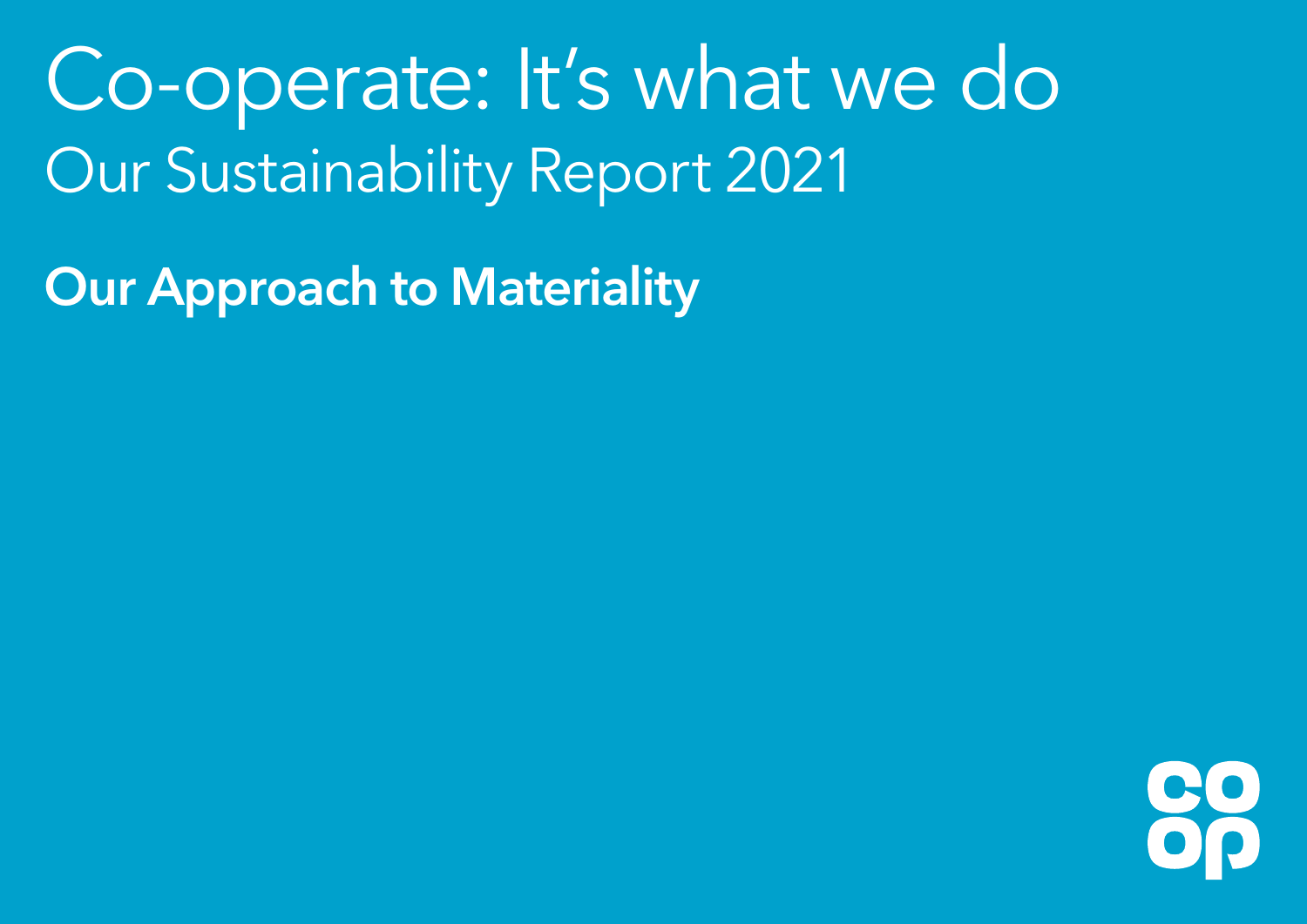# Co-operate: It's what we do

## Our Sustainability Report 2021

### Our Approach to Materiality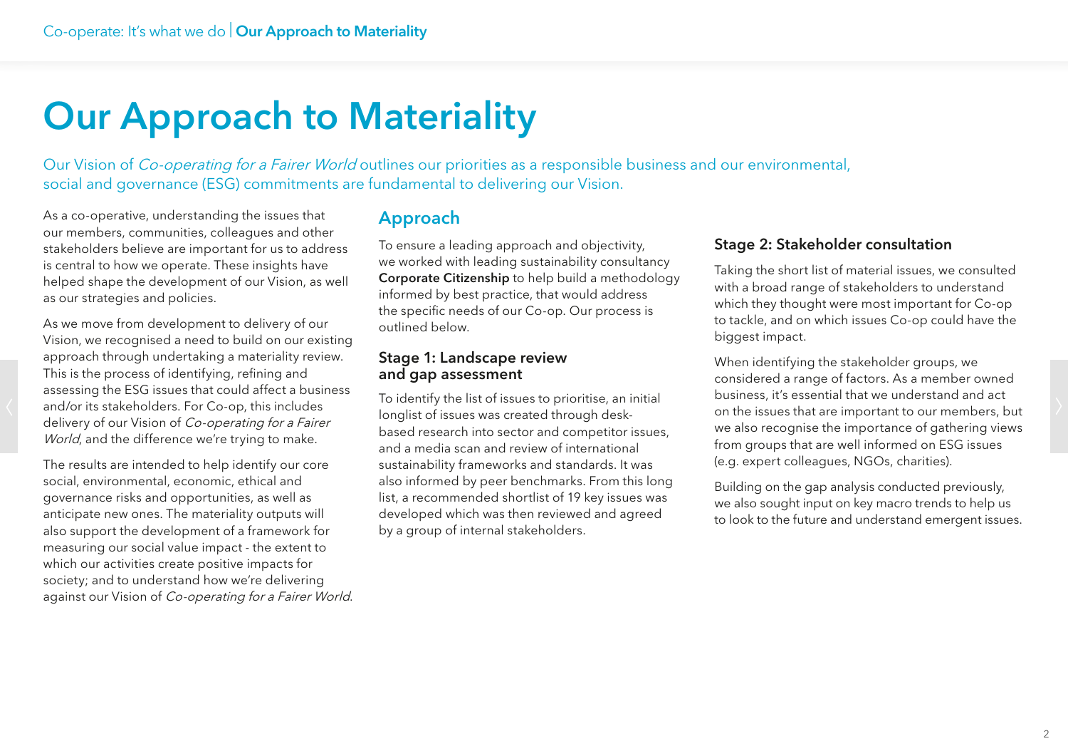# Our Approach to Materiality

Our Vision of *Co-operating for a Fairer World* outlines our priorities as a responsible business and our environmental, social and governance (ESG) commitments are fundamental to delivering our Vision.

As a co-operative, understanding the issues that our members, communities, colleagues and other stakeholders believe are important for us to address is central to how we operate. These insights have helped shape the development of our Vision, as well as our strategies and policies.

As we move from development to delivery of our Vision, we recognised a need to build on our existing approach through undertaking a materiality review. This is the process of identifying, refining and assessing the ESG issues that could affect a business and/or its stakeholders. For Co-op, this includes delivery of our Vision of *Co-operating for a Fairer World*, and the difference we're trying to make.

The results are intended to help identify our core social, environmental, economic, ethical and governance risks and opportunities, as well as anticipate new ones. The materiality outputs will also support the development of a framework for measuring our social value impact - the extent to which our activities create positive impacts for society; and to understand how we're delivering against our Vision of *Co-operating for a Fairer World*.

## Approach

To ensure a leading approach and objectivity, we worked with leading sustainability consultancy **Corporate Citizenship** to help build a methodology informed by best practice, that would address the specific needs of our Co-op. Our process is outlined below.

### Stage 1: Landscape review and gap assessment

To identify the list of issues to prioritise, an initial longlist of issues was created through desk-based research into sector and competitor issues, and a media scan and review of international sustainability frameworks and standards. It was also informed by peer benchmarks. From this long list, a recommended shortlist of 19 key issues was developed which was then reviewed and agreed by a group of internal stakeholders.

### Stage 2: Stakeholder consultation

Taking the short list of material issues, we consulted with a broad range of stakeholders to understand which they thought were most important for Co-op to tackle, and on which issues Co-op could have the biggest impact.

When identifying the stakeholder groups, we considered a range of factors. As a member owned business, it's essential that we understand and act on the issues that are important to our members, but we also recognise the importance of gathering views from groups that are well informed on ESG issues (e.g. expert colleagues, NGOs, charities).

Building on the gap analysis conducted previously, we also sought input on key macro trends to help us to look to the future and understand emergent issues.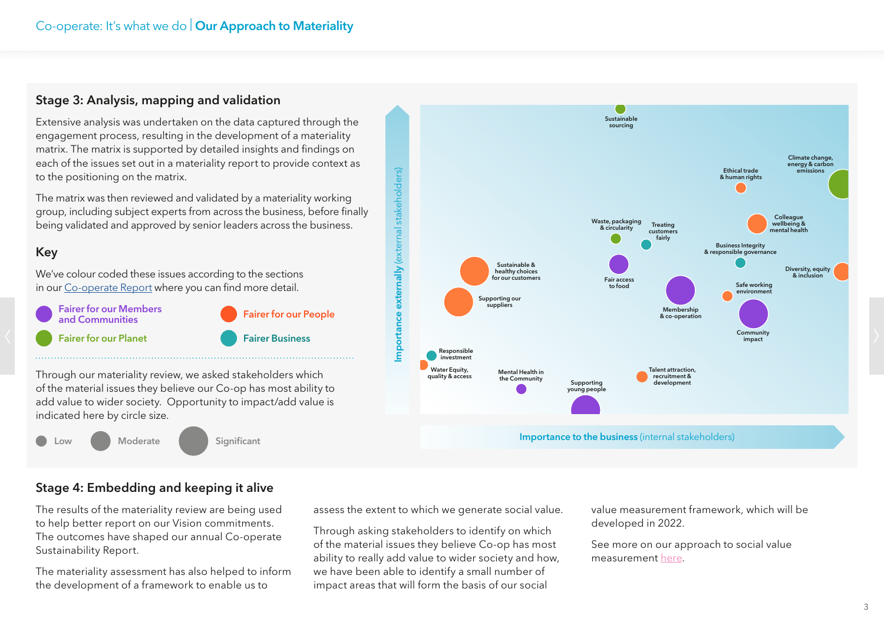## Stage 3: Analysis, mapping and validation

Extensive analysis was undertaken on the data captured through the engagement process, resulting in the development of a materiality matrix. The matrix is supported by detailed insights and findings on each of the issues set out in a materiality report to provide context as to the positioning on the matrix.

The matrix was then reviewed and validated by a materiality working group, including subject experts from across the business, before finally being validated and approved by senior leaders across the business.

### Key

We've colour coded these issues according to the sections in our Co-operate Report where you can find more detail.

- Fairer for our Members and Communities
- Fairer for our People
- Fairer for our Planet
- Fairer Business

Through our materiality review, we asked stakeholders which of the material issues they believe our Co-op has most ability to add value to wider society. Opportunity to impact/add value is indicated here by circle size.

Low · Moderate · Significant

**Importance externally** (external stakeholders)

Sustainable sourcing

Climate change, energy & carbon emissions

Ethical trade & human rights

Colleague wellbeing & mental health

Waste, packaging & circularity

Treating customers fairly

Business Integrity & responsible governance

Sustainable & healthy choices for our customers

Fair access to food

Diversity, equity & inclusion

Safe working environment

Supporting our suppliers

Membership & co-operation

Community impact

Responsible investment

Water Equity, quality & access

Mental Health in the Community

Talent attraction, recruitment & development

Supporting young people

**Importance to the business** (internal stakeholders)

## Stage 4: Embedding and keeping it alive

The results of the materiality review are being used to help better report on our Vision commitments. The outcomes have shaped our annual Co-operate Sustainability Report.

The materiality assessment has also helped to inform the development of a framework to enable us to assess the extent to which we generate social value.

Through asking stakeholders to identify on which of the material issues they believe Co-op has most ability to really add value to wider society and how, we have been able to identify a small number of impact areas that will form the basis of our social value measurement framework, which will be developed in 2022.

See more on our approach to social value measurement here.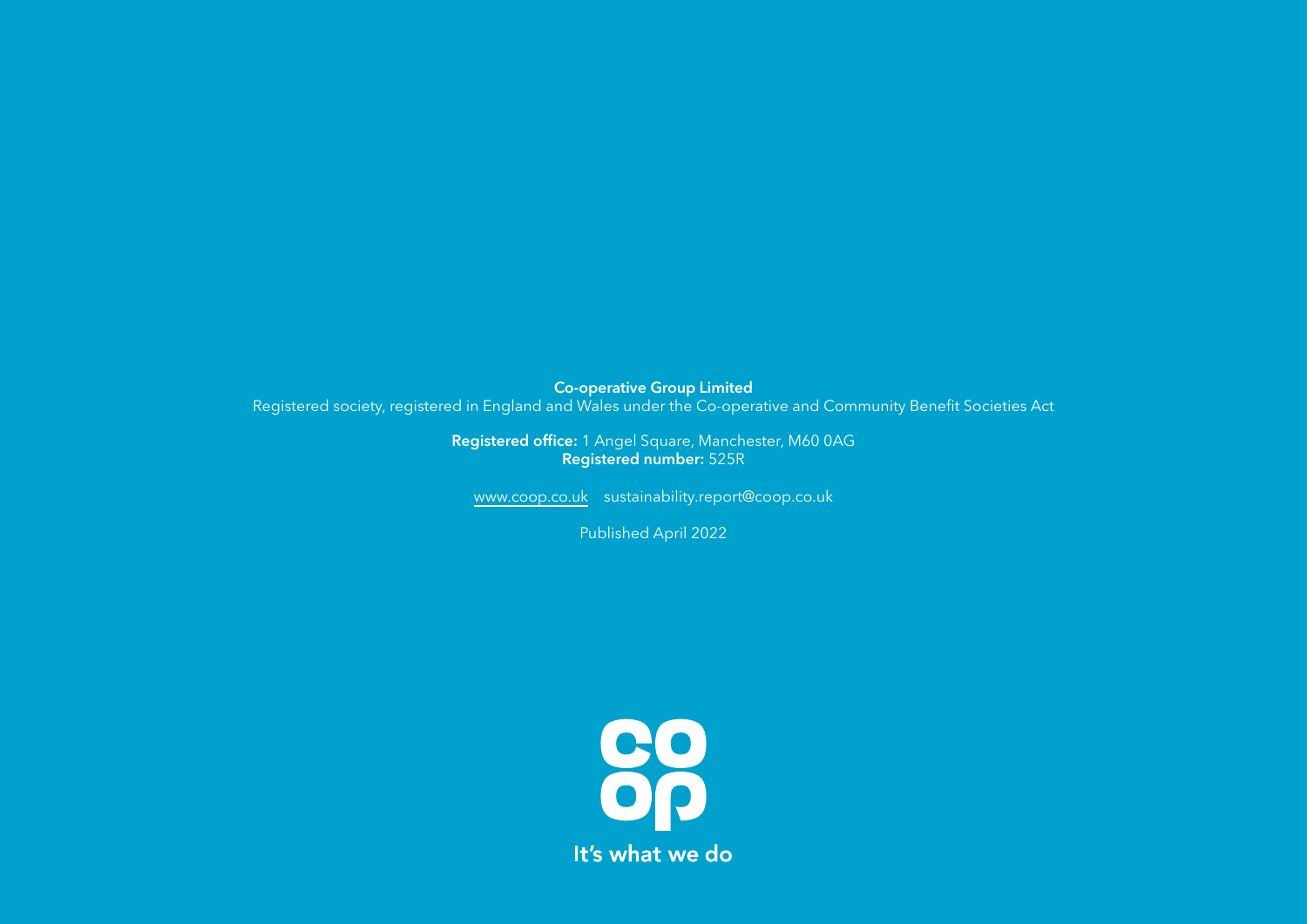**Co-operative Group Limited**
Registered society, registered in England and Wales under the Co-operative and Community Benefit Societies Act

**Registered office:** 1 Angel Square, Manchester, M60 0AG
**Registered number:** 525R

www.coop.co.uk sustainability.report@coop.co.uk

Published April 2022

It's what we do